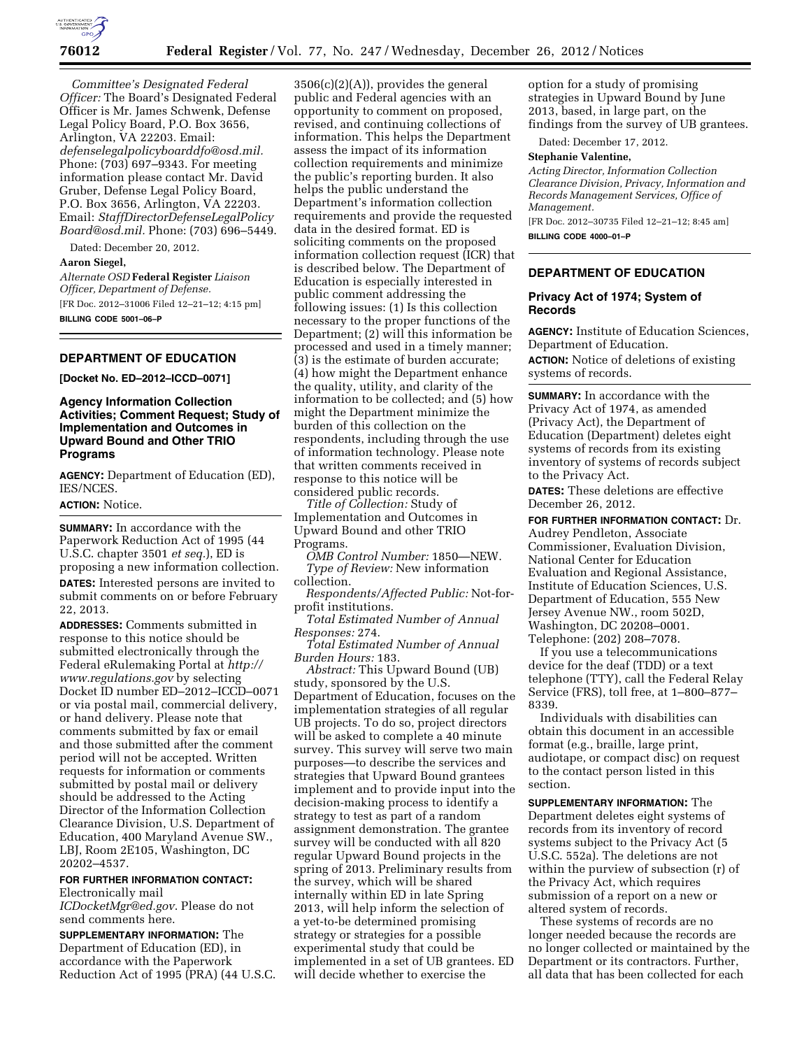*Committee's Designated Federal Officer:* The Board's Designated Federal Officer is Mr. James Schwenk, Defense Legal Policy Board, P.O. Box 3656, Arlington, VA 22203. Email: *defenselegalpolicyboarddfo@osd.mil.* Phone: (703) 697–9343. For meeting information please contact Mr. David Gruber, Defense Legal Policy Board, P.O. Box 3656, Arlington, VA 22203. Email: *StaffDirectorDefenseLegalPolicyBoard@osd.mil.* Phone: (703) 696–5449.

Dated: December 20, 2012.

**Aaron Siegel,**

*Alternate OSD* **Federal Register** *Liaison Officer, Department of Defense.*

[FR Doc. 2012–31006 Filed 12–21–12; 4:15 pm]

**BILLING CODE 5001–06–P**

## DEPARTMENT OF EDUCATION

**[Docket No. ED–2012–ICCD–0071]**

### Agency Information Collection Activities; Comment Request; Study of Implementation and Outcomes in Upward Bound and Other TRIO Programs

**AGENCY:** Department of Education (ED), IES/NCES.

**ACTION:** Notice.

**SUMMARY:** In accordance with the Paperwork Reduction Act of 1995 (44 U.S.C. chapter 3501 *et seq.*), ED is proposing a new information collection.

**DATES:** Interested persons are invited to submit comments on or before February 22, 2013.

**ADDRESSES:** Comments submitted in response to this notice should be submitted electronically through the Federal eRulemaking Portal at *http://www.regulations.gov* by selecting Docket ID number ED–2012–ICCD–0071 or via postal mail, commercial delivery, or hand delivery. Please note that comments submitted by fax or email and those submitted after the comment period will not be accepted. Written requests for information or comments submitted by postal mail or delivery should be addressed to the Acting Director of the Information Collection Clearance Division, U.S. Department of Education, 400 Maryland Avenue SW., LBJ, Room 2E105, Washington, DC 20202–4537.

**FOR FURTHER INFORMATION CONTACT:** Electronically mail *ICDocketMgr@ed.gov*. Please do not send comments here.

**SUPPLEMENTARY INFORMATION:** The Department of Education (ED), in accordance with the Paperwork Reduction Act of 1995 (PRA) (44 U.S.C. 3506(c)(2)(A)), provides the general public and Federal agencies with an opportunity to comment on proposed, revised, and continuing collections of information. This helps the Department assess the impact of its information collection requirements and minimize the public's reporting burden. It also helps the public understand the Department's information collection requirements and provide the requested data in the desired format. ED is soliciting comments on the proposed information collection request (ICR) that is described below. The Department of Education is especially interested in public comment addressing the following issues: (1) Is this collection necessary to the proper functions of the Department; (2) will this information be processed and used in a timely manner; (3) is the estimate of burden accurate; (4) how might the Department enhance the quality, utility, and clarity of the information to be collected; and (5) how might the Department minimize the burden of this collection on the respondents, including through the use of information technology. Please note that written comments received in response to this notice will be considered public records.

*Title of Collection:* Study of Implementation and Outcomes in Upward Bound and other TRIO Programs.

*OMB Control Number:* 1850—NEW.

*Type of Review:* New information collection.

*Respondents/Affected Public:* Not-for-profit institutions.

*Total Estimated Number of Annual Responses:* 274.

*Total Estimated Number of Annual Burden Hours:* 183.

*Abstract:* This Upward Bound (UB) study, sponsored by the U.S. Department of Education, focuses on the implementation strategies of all regular UB projects. To do so, project directors will be asked to complete a 40 minute survey. This survey will serve two main purposes—to describe the services and strategies that Upward Bound grantees implement and to provide input into the decision-making process to identify a strategy to test as part of a random assignment demonstration. The grantee survey will be conducted with all 820 regular Upward Bound projects in the spring of 2013. Preliminary results from the survey, which will be shared internally within ED in late Spring 2013, will help inform the selection of a yet-to-be determined promising strategy or strategies for a possible experimental study that could be implemented in a set of UB grantees. ED will decide whether to exercise the option for a study of promising strategies in Upward Bound by June 2013, based, in large part, on the findings from the survey of UB grantees.

Dated: December 17, 2012.

**Stephanie Valentine,**

*Acting Director, Information Collection Clearance Division, Privacy, Information and Records Management Services, Office of Management.*

[FR Doc. 2012–30735 Filed 12–21–12; 8:45 am]

**BILLING CODE 4000–01–P**

## DEPARTMENT OF EDUCATION

### Privacy Act of 1974; System of Records

**AGENCY:** Institute of Education Sciences, Department of Education.

**ACTION:** Notice of deletions of existing systems of records.

**SUMMARY:** In accordance with the Privacy Act of 1974, as amended (Privacy Act), the Department of Education (Department) deletes eight systems of records from its existing inventory of systems of records subject to the Privacy Act.

**DATES:** These deletions are effective December 26, 2012.

**FOR FURTHER INFORMATION CONTACT:** Dr. Audrey Pendleton, Associate Commissioner, Evaluation Division, National Center for Education Evaluation and Regional Assistance, Institute of Education Sciences, U.S. Department of Education, 555 New Jersey Avenue NW., room 502D, Washington, DC 20208–0001. Telephone: (202) 208–7078.

If you use a telecommunications device for the deaf (TDD) or a text telephone (TTY), call the Federal Relay Service (FRS), toll free, at 1–800–877–8339.

Individuals with disabilities can obtain this document in an accessible format (e.g., braille, large print, audiotape, or compact disc) on request to the contact person listed in this section.

**SUPPLEMENTARY INFORMATION:** The Department deletes eight systems of records from its inventory of record systems subject to the Privacy Act (5 U.S.C. 552a). The deletions are not within the purview of subsection (r) of the Privacy Act, which requires submission of a report on a new or altered system of records.

These systems of records are no longer needed because the records are no longer collected or maintained by the Department or its contractors. Further, all data that has been collected for each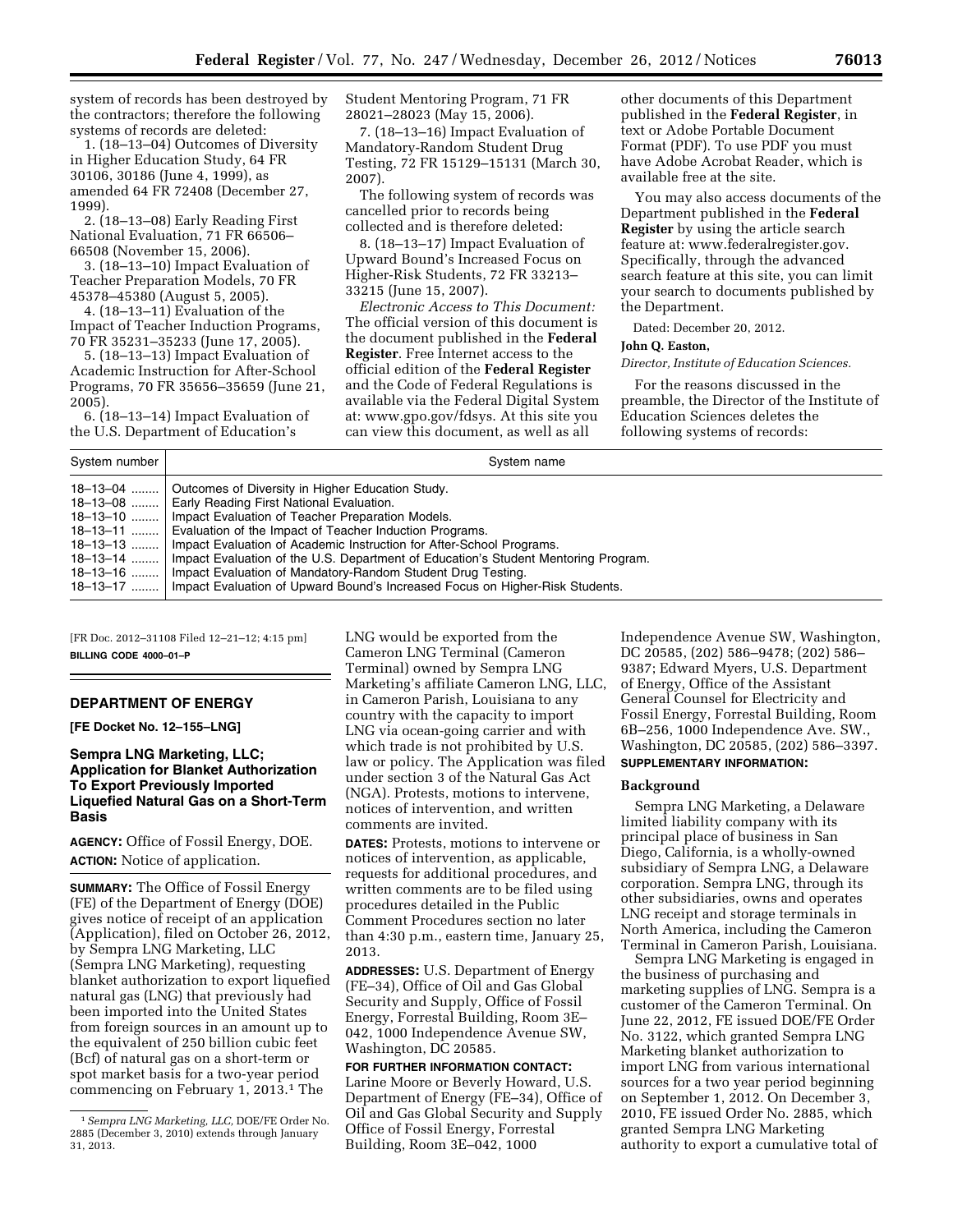system of records has been destroyed by the contractors; therefore the following systems of records are deleted:

1. (18–13–04) Outcomes of Diversity in Higher Education Study, 64 FR 30106, 30186 (June 4, 1999), as amended 64 FR 72408 (December 27, 1999).
2. (18–13–08) Early Reading First National Evaluation, 71 FR 66506–66508 (November 15, 2006).
3. (18–13–10) Impact Evaluation of Teacher Preparation Models, 70 FR 45378–45380 (August 5, 2005).
4. (18–13–11) Evaluation of the Impact of Teacher Induction Programs, 70 FR 35231–35233 (June 17, 2005).
5. (18–13–13) Impact Evaluation of Academic Instruction for After-School Programs, 70 FR 35656–35659 (June 21, 2005).
6. (18–13–14) Impact Evaluation of the U.S. Department of Education's Student Mentoring Program, 71 FR 28021–28023 (May 15, 2006).
7. (18–13–16) Impact Evaluation of Mandatory-Random Student Drug Testing, 72 FR 15129–15131 (March 30, 2007).

The following system of records was cancelled prior to records being collected and is therefore deleted:

8. (18–13–17) Impact Evaluation of Upward Bound's Increased Focus on Higher-Risk Students, 72 FR 33213–33215 (June 15, 2007).

*Electronic Access to This Document:* The official version of this document is the document published in the **Federal Register**. Free Internet access to the official edition of the **Federal Register** and the Code of Federal Regulations is available via the Federal Digital System at: www.gpo.gov/fdsys. At this site you can view this document, as well as all other documents of this Department published in the **Federal Register**, in text or Adobe Portable Document Format (PDF). To use PDF you must have Adobe Acrobat Reader, which is available free at the site.

You may also access documents of the Department published in the **Federal Register** by using the article search feature at: www.federalregister.gov. Specifically, through the advanced search feature at this site, you can limit your search to documents published by the Department.

Dated: December 20, 2012.

**John Q. Easton,**

*Director, Institute of Education Sciences.*

For the reasons discussed in the preamble, the Director of the Institute of Education Sciences deletes the following systems of records:

| System number | System name |
|---|---|
| 18–13–04 ........ | Outcomes of Diversity in Higher Education Study. |
| 18–13–08 ........ | Early Reading First National Evaluation. |
| 18–13–10 ........ | Impact Evaluation of Teacher Preparation Models. |
| 18–13–11 ........ | Evaluation of the Impact of Teacher Induction Programs. |
| 18–13–13 ........ | Impact Evaluation of Academic Instruction for After-School Programs. |
| 18–13–14 ........ | Impact Evaluation of the U.S. Department of Education's Student Mentoring Program. |
| 18–13–16 ........ | Impact Evaluation of Mandatory-Random Student Drug Testing. |
| 18–13–17 ........ | Impact Evaluation of Upward Bound's Increased Focus on Higher-Risk Students. |

[FR Doc. 2012–31108 Filed 12–21–12; 4:15 pm]

**BILLING CODE 4000–01–P**

## DEPARTMENT OF ENERGY

**[FE Docket No. 12–155–LNG]**

### Sempra LNG Marketing, LLC; Application for Blanket Authorization To Export Previously Imported Liquefied Natural Gas on a Short-Term Basis

**AGENCY:** Office of Fossil Energy, DOE.

**ACTION:** Notice of application.

**SUMMARY:** The Office of Fossil Energy (FE) of the Department of Energy (DOE) gives notice of receipt of an application (Application), filed on October 26, 2012, by Sempra LNG Marketing, LLC (Sempra LNG Marketing), requesting blanket authorization to export liquefied natural gas (LNG) that previously had been imported into the United States from foreign sources in an amount up to the equivalent of 250 billion cubic feet (Bcf) of natural gas on a short-term or spot market basis for a two-year period commencing on February 1, 2013.[1] The LNG would be exported from the Cameron LNG Terminal (Cameron Terminal) owned by Sempra LNG Marketing's affiliate Cameron LNG, LLC, in Cameron Parish, Louisiana to any country with the capacity to import LNG via ocean-going carrier and with which trade is not prohibited by U.S. law or policy. The Application was filed under section 3 of the Natural Gas Act (NGA). Protests, motions to intervene, notices of intervention, and written comments are invited.

**DATES:** Protests, motions to intervene or notices of intervention, as applicable, requests for additional procedures, and written comments are to be filed using procedures detailed in the Public Comment Procedures section no later than 4:30 p.m., eastern time, January 25, 2013.

**ADDRESSES:** U.S. Department of Energy (FE–34), Office of Oil and Gas Global Security and Supply, Office of Fossil Energy, Forrestal Building, Room 3E–042, 1000 Independence Avenue SW, Washington, DC 20585.

**FOR FURTHER INFORMATION CONTACT:** Larine Moore or Beverly Howard, U.S. Department of Energy (FE–34), Office of Oil and Gas Global Security and Supply Office of Fossil Energy, Forrestal Building, Room 3E–042, 1000 Independence Avenue SW, Washington, DC 20585, (202) 586–9478; (202) 586–9387; Edward Myers, U.S. Department of Energy, Office of the Assistant General Counsel for Electricity and Fossil Energy, Forrestal Building, Room 6B–256, 1000 Independence Ave. SW., Washington, DC 20585, (202) 586–3397.

**SUPPLEMENTARY INFORMATION:**

#### Background

Sempra LNG Marketing, a Delaware limited liability company with its principal place of business in San Diego, California, is a wholly-owned subsidiary of Sempra LNG, a Delaware corporation. Sempra LNG, through its other subsidiaries, owns and operates LNG receipt and storage terminals in North America, including the Cameron Terminal in Cameron Parish, Louisiana.

Sempra LNG Marketing is engaged in the business of purchasing and marketing supplies of LNG. Sempra is a customer of the Cameron Terminal. On June 22, 2012, FE issued DOE/FE Order No. 3122, which granted Sempra LNG Marketing blanket authorization to import LNG from various international sources for a two year period beginning on September 1, 2012. On December 3, 2010, FE issued Order No. 2885, which granted Sempra LNG Marketing authority to export a cumulative total of

[1] *Sempra LNG Marketing, LLC,* DOE/FE Order No. 2885 (December 3, 2010) extends through January 31, 2013.